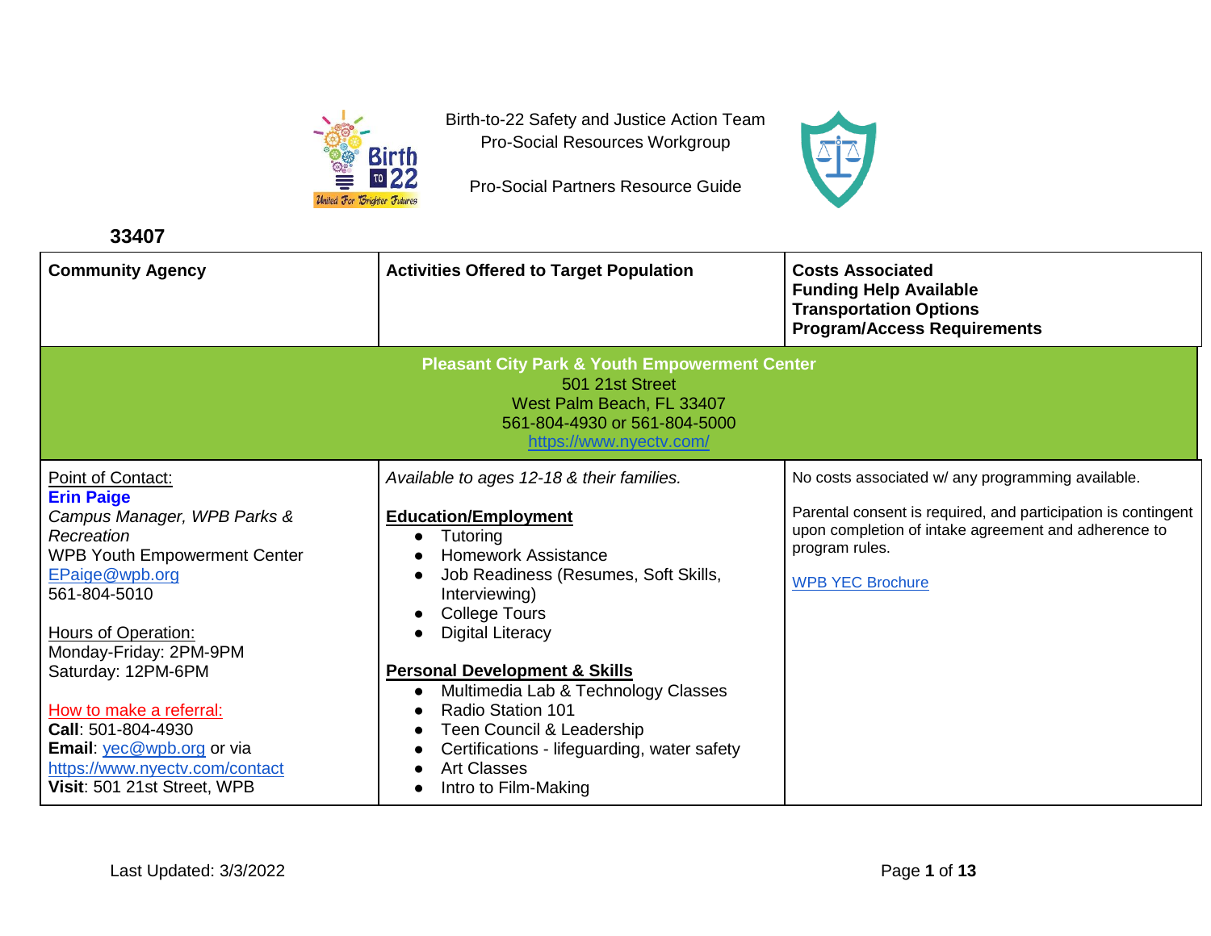Birth-to-22 Safety and Justice Action Team
Pro-Social Resources Workgroup

Pro-Social Partners Resource Guide

## 33407

| Community Agency | Activities Offered to Target Population | Costs Associated<br>Funding Help Available<br>Transportation Options<br>Program/Access Requirements |
|---|---|---|
| **Pleasant City Park & Youth Empowerment Center**<br>501 21st Street<br>West Palm Beach, FL 33407<br>561-804-4930 or 561-804-5000<br>https://www.nyectv.com/ | | |
| Point of Contact:<br>**Erin Paige**<br>*Campus Manager, WPB Parks & Recreation*<br>WPB Youth Empowerment Center<br>EPaige@wpb.org<br>561-804-5010<br><br>Hours of Operation:<br>Monday-Friday: 2PM-9PM<br>Saturday: 12PM-6PM<br><br>How to make a referral:<br>**Call**: 501-804-4930<br>**Email**: yec@wpb.org or via https://www.nyectv.com/contact<br>**Visit**: 501 21st Street, WPB | *Available to ages 12-18 & their families.*<br><br>**Education/Employment**<br>• Tutoring<br>• Homework Assistance<br>• Job Readiness (Resumes, Soft Skills, Interviewing)<br>• College Tours<br>• Digital Literacy<br><br>**Personal Development & Skills**<br>• Multimedia Lab & Technology Classes<br>• Radio Station 101<br>• Teen Council & Leadership<br>• Certifications - lifeguarding, water safety<br>• Art Classes<br>• Intro to Film-Making | No costs associated w/ any programming available.<br><br>Parental consent is required, and participation is contingent upon completion of intake agreement and adherence to program rules.<br><br>WPB YEC Brochure |

Last Updated: 3/3/2022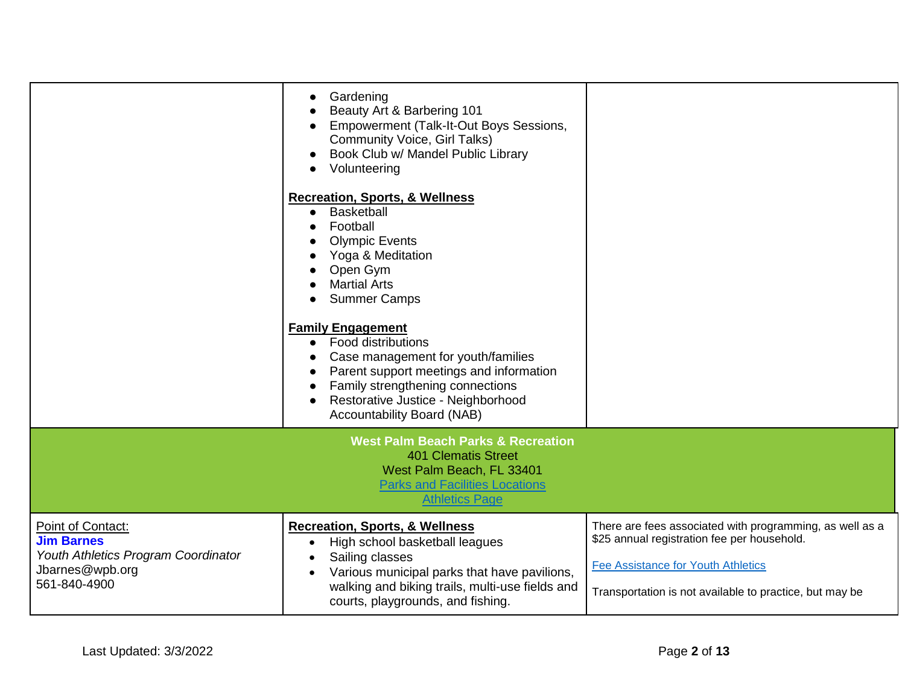| | | |
|---|---|---|
| | • Gardening<br>• Beauty Art & Barbering 101<br>• Empowerment (Talk-It-Out Boys Sessions, Community Voice, Girl Talks)<br>• Book Club w/ Mandel Public Library<br>• Volunteering<br><br>**Recreation, Sports, & Wellness**<br>• Basketball<br>• Football<br>• Olympic Events<br>• Yoga & Meditation<br>• Open Gym<br>• Martial Arts<br>• Summer Camps<br><br>**Family Engagement**<br>• Food distributions<br>• Case management for youth/families<br>• Parent support meetings and information<br>• Family strengthening connections<br>• Restorative Justice - Neighborhood Accountability Board (NAB) | |
| **West Palm Beach Parks & Recreation**<br>401 Clematis Street<br>West Palm Beach, FL 33401<br>Parks and Facilities Locations<br>Athletics Page | | |
| Point of Contact:<br>**Jim Barnes**<br>*Youth Athletics Program Coordinator*<br>Jbarnes@wpb.org<br>561-840-4900 | **Recreation, Sports, & Wellness**<br>• High school basketball leagues<br>• Sailing classes<br>• Various municipal parks that have pavilions, walking and biking trails, multi-use fields and courts, playgrounds, and fishing. | There are fees associated with programming, as well as a $25 annual registration fee per household.<br><br>Fee Assistance for Youth Athletics<br><br>Transportation is not available to practice, but may be |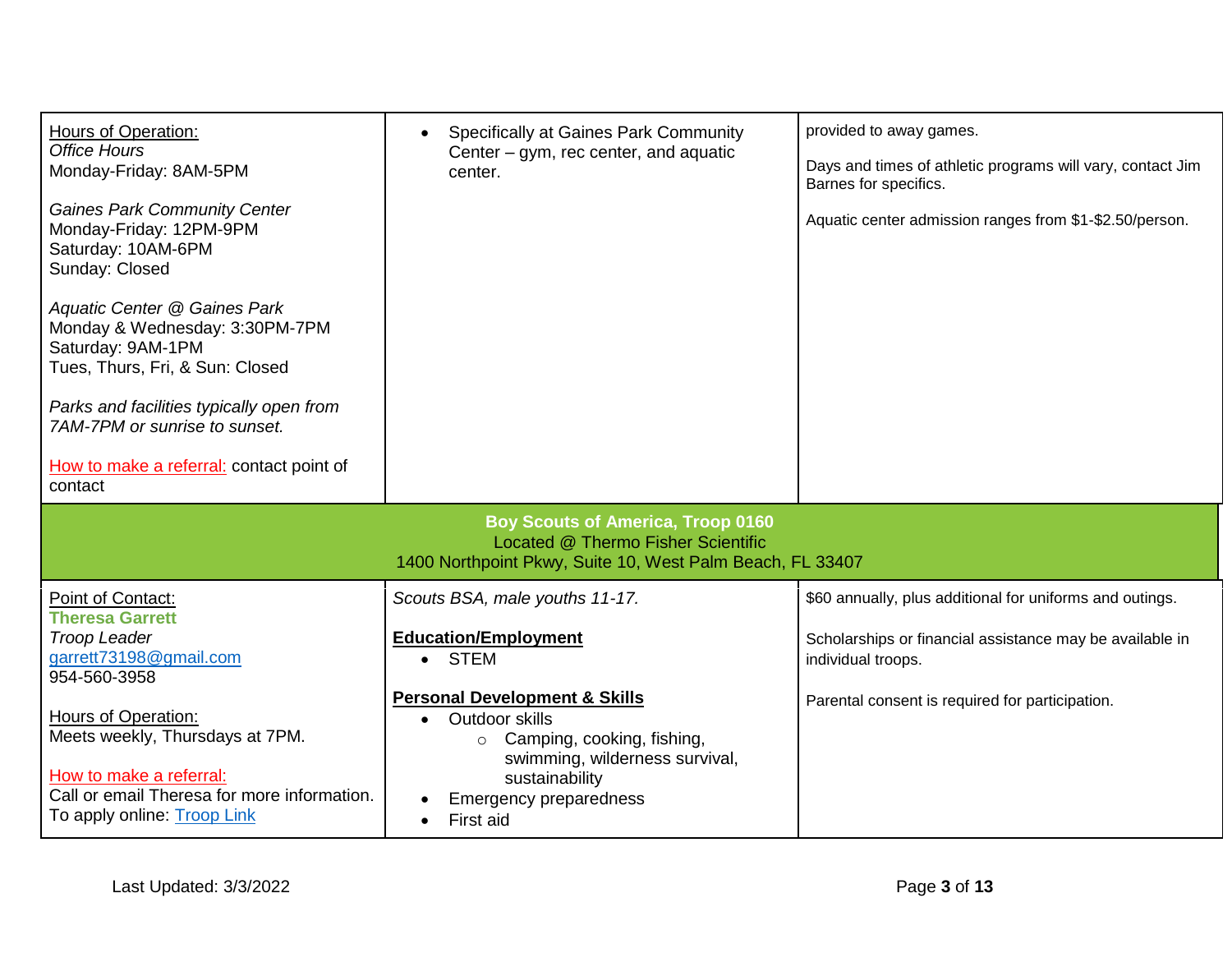| | | |
|---|---|---|
| Hours of Operation:<br>*Office Hours*<br>Monday-Friday: 8AM-5PM<br><br>*Gaines Park Community Center*<br>Monday-Friday: 12PM-9PM<br>Saturday: 10AM-6PM<br>Sunday: Closed<br><br>*Aquatic Center @ Gaines Park*<br>Monday & Wednesday: 3:30PM-7PM<br>Saturday: 9AM-1PM<br>Tues, Thurs, Fri, & Sun: Closed<br><br>*Parks and facilities typically open from 7AM-7PM or sunrise to sunset.*<br><br>How to make a referral: contact point of contact | • Specifically at Gaines Park Community Center – gym, rec center, and aquatic center. | provided to away games.<br><br>Days and times of athletic programs will vary, contact Jim Barnes for specifics.<br><br>Aquatic center admission ranges from $1-$2.50/person. |
| **Boy Scouts of America, Troop 0160**<br>Located @ Thermo Fisher Scientific<br>1400 Northpoint Pkwy, Suite 10, West Palm Beach, FL 33407 | | |
| Point of Contact:<br>**Theresa Garrett**<br>*Troop Leader*<br>garrett73198@gmail.com<br>954-560-3958<br><br>Hours of Operation:<br>Meets weekly, Thursdays at 7PM.<br><br>How to make a referral:<br>Call or email Theresa for more information.<br>To apply online: Troop Link | *Scouts BSA, male youths 11-17.*<br><br>**Education/Employment**<br>• STEM<br><br>**Personal Development & Skills**<br>• Outdoor skills<br>&nbsp;&nbsp;&nbsp;&nbsp;◦ Camping, cooking, fishing, swimming, wilderness survival, sustainability<br>• Emergency preparedness<br>• First aid | $60 annually, plus additional for uniforms and outings.<br><br>Scholarships or financial assistance may be available in individual troops.<br><br>Parental consent is required for participation. |

Last Updated: 3/3/2022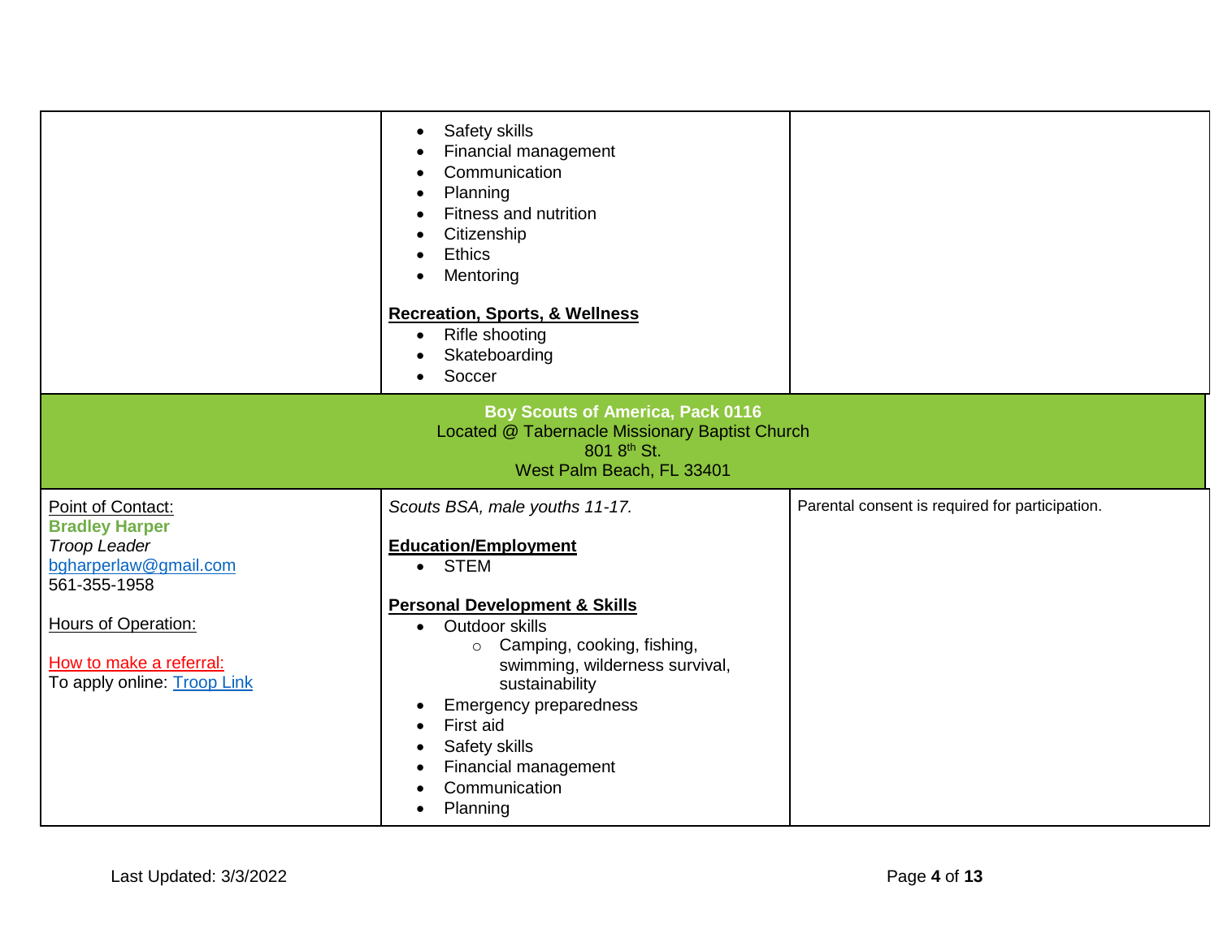| | | |
|---|---|---|
| | • Safety skills<br>• Financial management<br>• Communication<br>• Planning<br>• Fitness and nutrition<br>• Citizenship<br>• Ethics<br>• Mentoring<br><br>**Recreation, Sports, & Wellness**<br>• Rifle shooting<br>• Skateboarding<br>• Soccer | |
| **Boy Scouts of America, Pack 0116**<br>Located @ Tabernacle Missionary Baptist Church<br>801 8th St.<br>West Palm Beach, FL 33401 | | |
| Point of Contact:<br>**Bradley Harper**<br>*Troop Leader*<br>bgharperlaw@gmail.com<br>561-355-1958<br><br>Hours of Operation:<br><br>How to make a referral:<br>To apply online: Troop Link | *Scouts BSA, male youths 11-17.*<br><br>**Education/Employment**<br>• STEM<br><br>**Personal Development & Skills**<br>• Outdoor skills<br>  ○ Camping, cooking, fishing, swimming, wilderness survival, sustainability<br>• Emergency preparedness<br>• First aid<br>• Safety skills<br>• Financial management<br>• Communication<br>• Planning | Parental consent is required for participation. |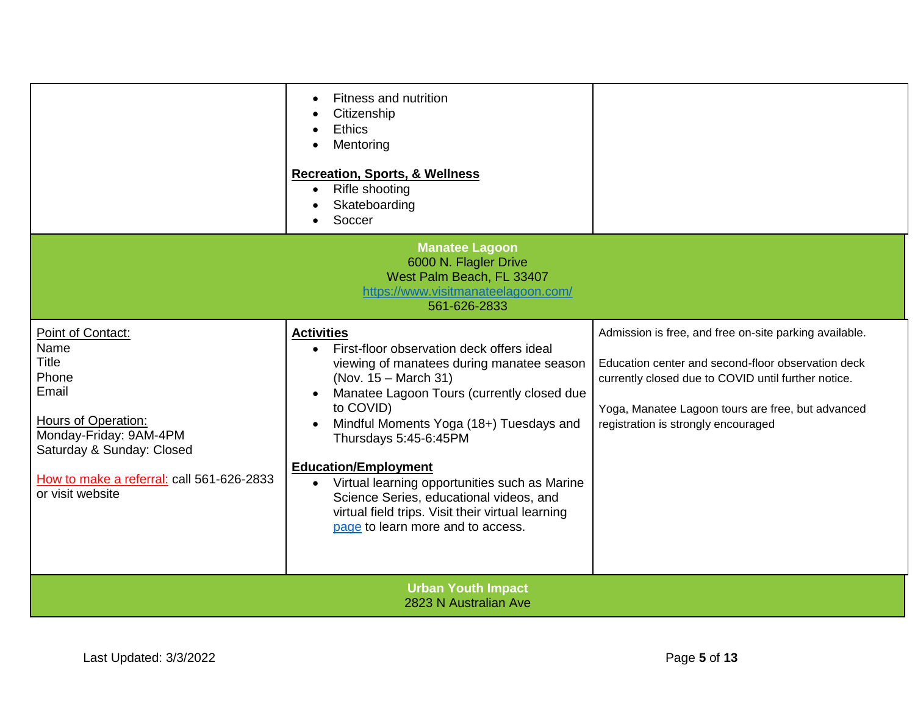| | | |
|---|---|---|
| | • Fitness and nutrition<br>• Citizenship<br>• Ethics<br>• Mentoring<br><br>**Recreation, Sports, & Wellness**<br>• Rifle shooting<br>• Skateboarding<br>• Soccer | |
| **Manatee Lagoon**<br>6000 N. Flagler Drive<br>West Palm Beach, FL 33407<br>[https://www.visitmanateelagoon.com/](https://www.visitmanateelagoon.com/)<br>561-626-2833 | | |
| Point of Contact:<br>Name<br>Title<br>Phone<br>Email<br><br>Hours of Operation:<br>Monday-Friday: 9AM-4PM<br>Saturday & Sunday: Closed<br><br>How to make a referral: call 561-626-2833 or visit website | **Activities**<br>• First-floor observation deck offers ideal viewing of manatees during manatee season (Nov. 15 – March 31)<br>• Manatee Lagoon Tours (currently closed due to COVID)<br>• Mindful Moments Yoga (18+) Tuesdays and Thursdays 5:45-6:45PM<br><br>**Education/Employment**<br>• Virtual learning opportunities such as Marine Science Series, educational videos, and virtual field trips. Visit their virtual learning page to learn more and to access. | Admission is free, and free on-site parking available.<br><br>Education center and second-floor observation deck currently closed due to COVID until further notice.<br><br>Yoga, Manatee Lagoon tours are free, but advanced registration is strongly encouraged |
| **Urban Youth Impact**<br>2823 N Australian Ave | | |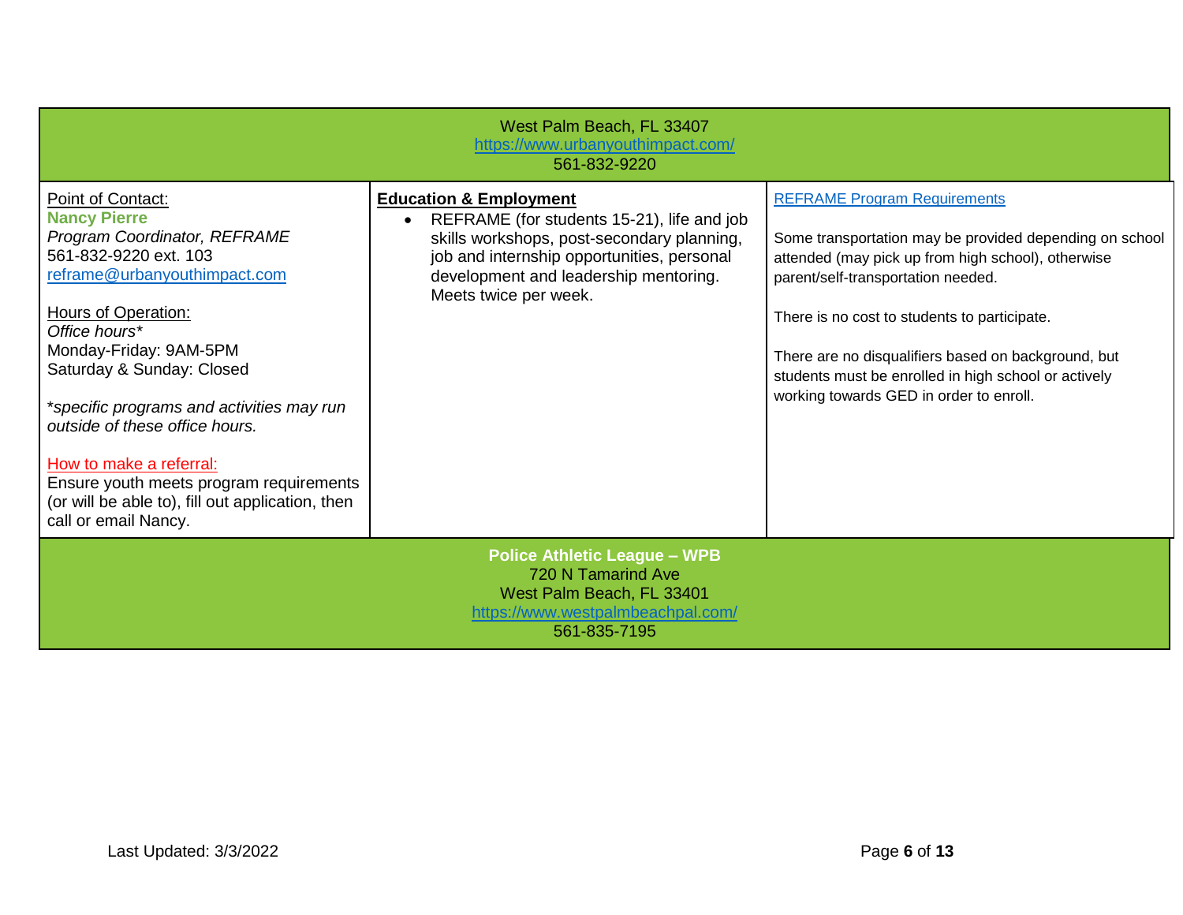West Palm Beach, FL 33407
https://www.urbanyouthimpact.com/
561-832-9220

| Point of Contact | Services | Requirements |
|---|---|---|
| Point of Contact:<br>**Nancy Pierre**<br>*Program Coordinator, REFRAME*<br>561-832-9220 ext. 103<br>reframe@urbanyouthimpact.com<br><br>Hours of Operation:<br>*Office hours**<br>Monday-Friday: 9AM-5PM<br>Saturday & Sunday: Closed<br><br>**specific programs and activities may run outside of these office hours.*<br><br>How to make a referral:<br>Ensure youth meets program requirements (or will be able to), fill out application, then call or email Nancy. | **Education & Employment**<br>• REFRAME (for students 15-21), life and job skills workshops, post-secondary planning, job and internship opportunities, personal development and leadership mentoring. Meets twice per week. | REFRAME Program Requirements<br><br>Some transportation may be provided depending on school attended (may pick up from high school), otherwise parent/self-transportation needed.<br><br>There is no cost to students to participate.<br><br>There are no disqualifiers based on background, but students must be enrolled in high school or actively working towards GED in order to enroll. |

**Police Athletic League – WPB**
720 N Tamarind Ave
West Palm Beach, FL 33401
https://www.westpalmbeachpal.com/
561-835-7195

Last Updated: 3/3/2022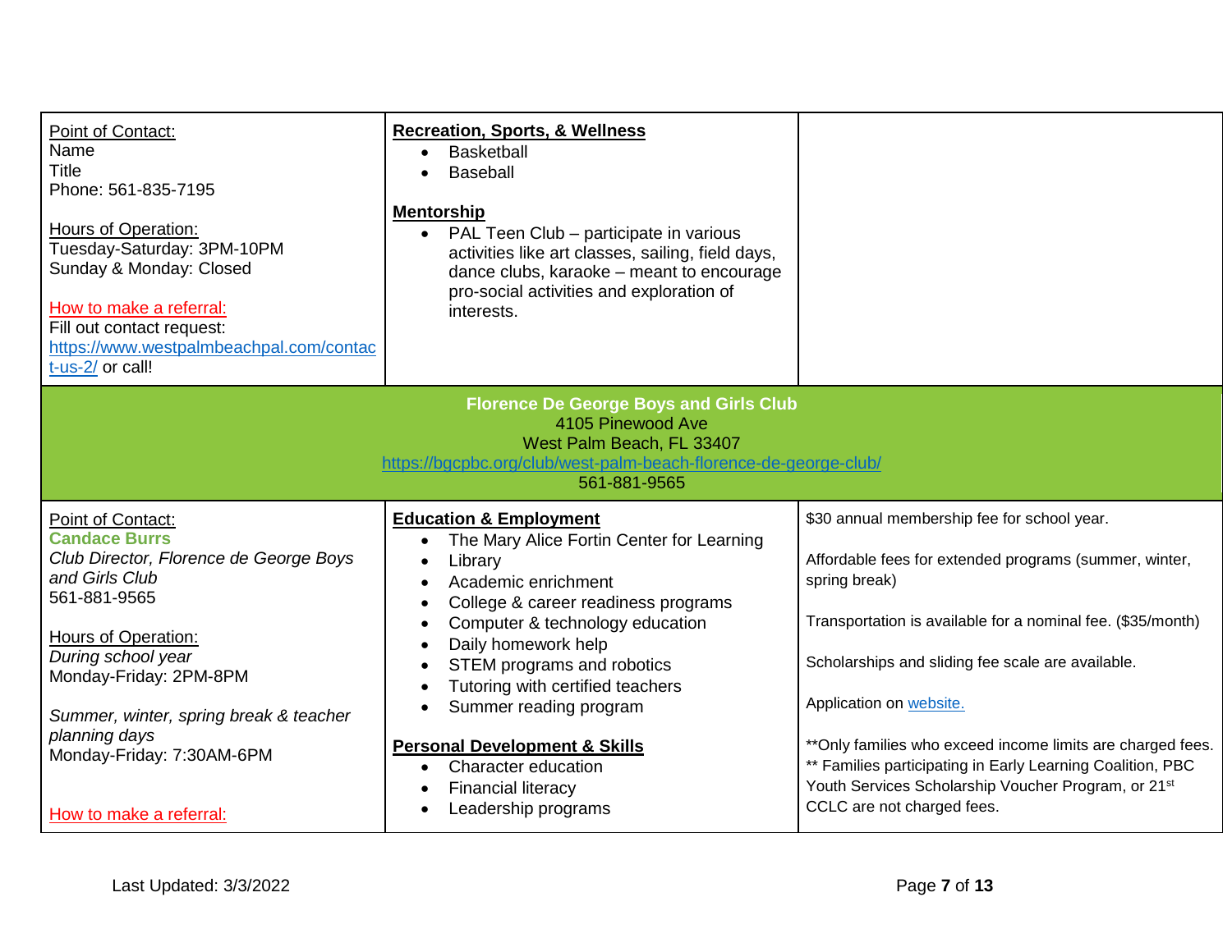| | | |
|---|---|---|
| Point of Contact:<br>Name<br>Title<br>Phone: 561-835-7195<br><br>Hours of Operation:<br>Tuesday-Saturday: 3PM-10PM<br>Sunday & Monday: Closed<br><br>How to make a referral:<br>Fill out contact request: https://www.westpalmbeachpal.com/contact-us-2/ or call! | **Recreation, Sports, & Wellness**<br>• Basketball<br>• Baseball<br><br>**Mentorship**<br>• PAL Teen Club – participate in various activities like art classes, sailing, field days, dance clubs, karaoke – meant to encourage pro-social activities and exploration of interests. | |
| **Florence De George Boys and Girls Club**<br>4105 Pinewood Ave<br>West Palm Beach, FL 33407<br>https://bgcpbc.org/club/west-palm-beach-florence-de-george-club/<br>561-881-9565 | | |
| Point of Contact:<br>**Candace Burrs**<br>*Club Director, Florence de George Boys and Girls Club*<br>561-881-9565<br><br>Hours of Operation:<br>*During school year*<br>Monday-Friday: 2PM-8PM<br><br>*Summer, winter, spring break & teacher planning days*<br>Monday-Friday: 7:30AM-6PM<br><br>How to make a referral: | **Education & Employment**<br>• The Mary Alice Fortin Center for Learning<br>• Library<br>• Academic enrichment<br>• College & career readiness programs<br>• Computer & technology education<br>• Daily homework help<br>• STEM programs and robotics<br>• Tutoring with certified teachers<br>• Summer reading program<br><br>**Personal Development & Skills**<br>• Character education<br>• Financial literacy<br>• Leadership programs | $30 annual membership fee for school year.<br><br>Affordable fees for extended programs (summer, winter, spring break)<br><br>Transportation is available for a nominal fee. ($35/month)<br><br>Scholarships and sliding fee scale are available.<br><br>Application on website.<br><br>**Only families who exceed income limits are charged fees.<br>** Families participating in Early Learning Coalition, PBC Youth Services Scholarship Voucher Program, or 21st CCLC are not charged fees. |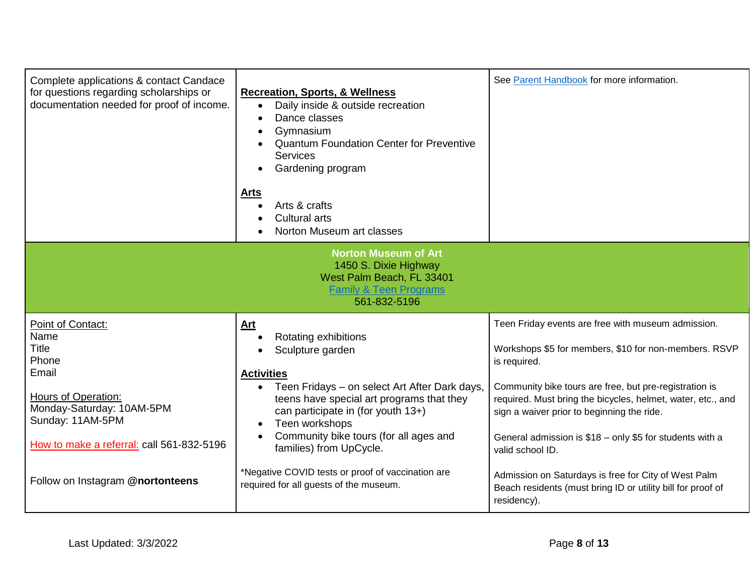| | | |
|---|---|---|
| Complete applications & contact Candace for questions regarding scholarships or documentation needed for proof of income. | **Recreation, Sports, & Wellness**<br>• Daily inside & outside recreation<br>• Dance classes<br>• Gymnasium<br>• Quantum Foundation Center for Preventive Services<br>• Gardening program<br><br>**Arts**<br>• Arts & crafts<br>• Cultural arts<br>• Norton Museum art classes | See Parent Handbook for more information. |
| **Norton Museum of Art**<br>1450 S. Dixie Highway<br>West Palm Beach, FL 33401<br>Family & Teen Programs<br>561-832-5196 | | |
| Point of Contact:<br>Name<br>Title<br>Phone<br>Email<br><br>Hours of Operation:<br>Monday-Saturday: 10AM-5PM<br>Sunday: 11AM-5PM<br><br>How to make a referral: call 561-832-5196<br><br>Follow on Instagram **@nortonteens** | **Art**<br>• Rotating exhibitions<br>• Sculpture garden<br><br>**Activities**<br>• Teen Fridays – on select Art After Dark days, teens have special art programs that they can participate in (for youth 13+)<br>• Teen workshops<br>• Community bike tours (for all ages and families) from UpCycle.<br><br>*Negative COVID tests or proof of vaccination are required for all guests of the museum. | Teen Friday events are free with museum admission.<br><br>Workshops $5 for members, $10 for non-members. RSVP is required.<br><br>Community bike tours are free, but pre-registration is required. Must bring the bicycles, helmet, water, etc., and sign a waiver prior to beginning the ride.<br><br>General admission is $18 – only $5 for students with a valid school ID.<br><br>Admission on Saturdays is free for City of West Palm Beach residents (must bring ID or utility bill for proof of residency). |

Last Updated: 3/3/2022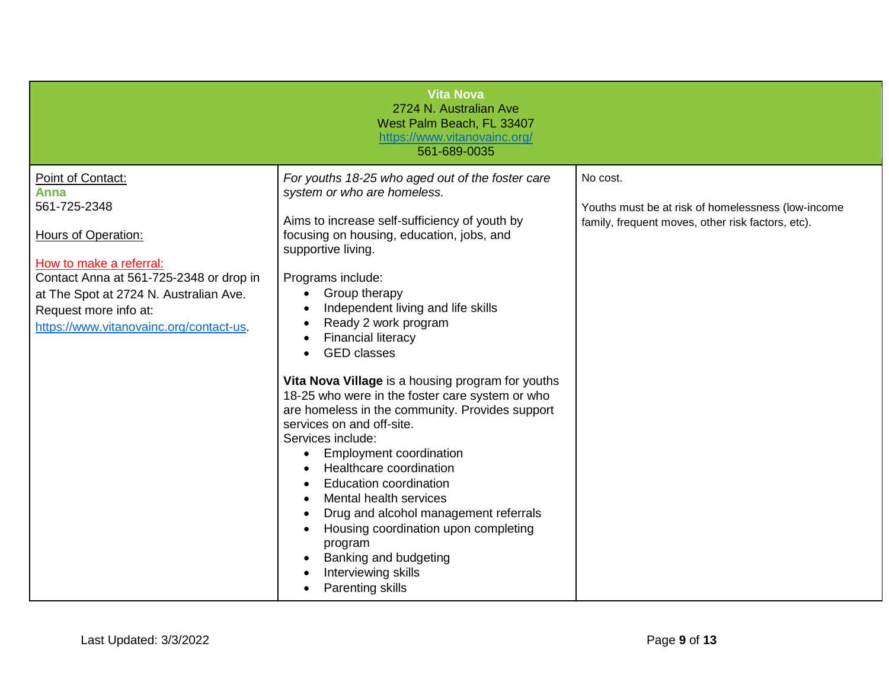| **Vita Nova**<br>2724 N. Australian Ave<br>West Palm Beach, FL 33407<br>https://www.vitanovainc.org/<br>561-689-0035 | | |
|---|---|---|
| Point of Contact:<br>**Anna**<br>561-725-2348<br><br>Hours of Operation:<br><br>How to make a referral:<br>Contact Anna at 561-725-2348 or drop in at The Spot at 2724 N. Australian Ave. Request more info at: https://www.vitanovainc.org/contact-us. | *For youths 18-25 who aged out of the foster care system or who are homeless.*<br><br>Aims to increase self-sufficiency of youth by focusing on housing, education, jobs, and supportive living.<br><br>Programs include:<br>• Group therapy<br>• Independent living and life skills<br>• Ready 2 work program<br>• Financial literacy<br>• GED classes<br><br>**Vita Nova Village** is a housing program for youths 18-25 who were in the foster care system or who are homeless in the community. Provides support services on and off-site.<br>Services include:<br>• Employment coordination<br>• Healthcare coordination<br>• Education coordination<br>• Mental health services<br>• Drug and alcohol management referrals<br>• Housing coordination upon completing program<br>• Banking and budgeting<br>• Interviewing skills<br>• Parenting skills | No cost.<br><br>Youths must be at risk of homelessness (low-income family, frequent moves, other risk factors, etc). |

Last Updated: 3/3/2022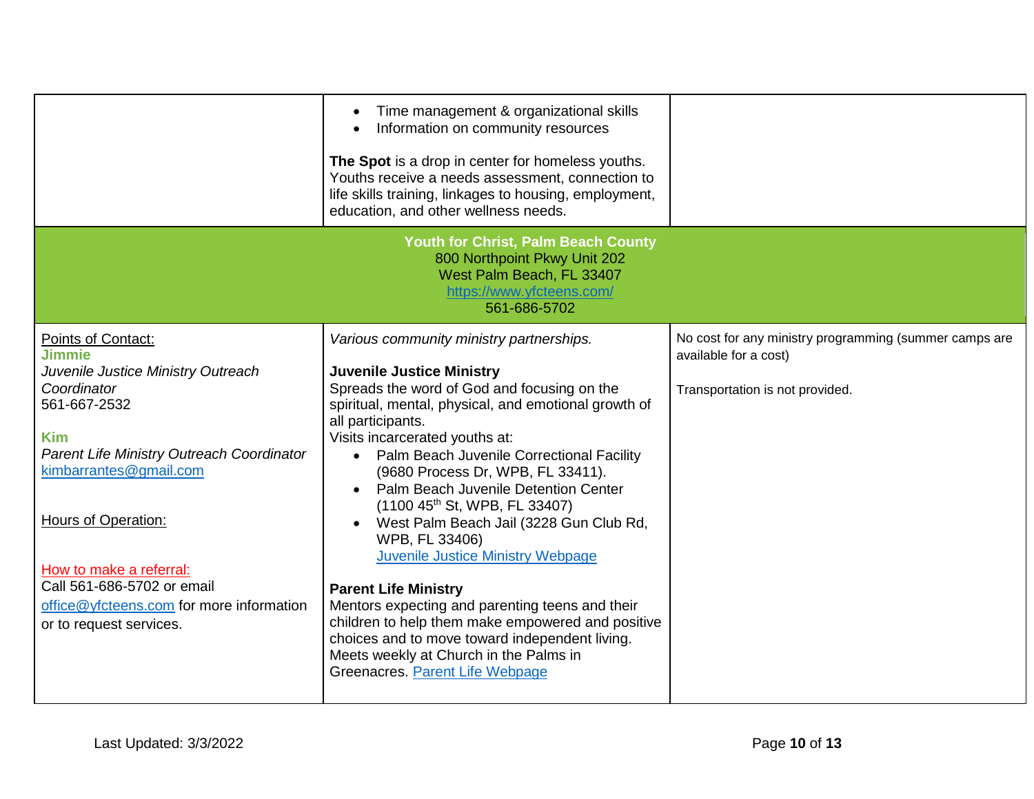| | | |
|---|---|---|
| | • Time management & organizational skills<br>• Information on community resources<br><br>**The Spot** is a drop in center for homeless youths. Youths receive a needs assessment, connection to life skills training, linkages to housing, employment, education, and other wellness needs. | |
| **Youth for Christ, Palm Beach County**<br>800 Northpoint Pkwy Unit 202<br>West Palm Beach, FL 33407<br>https://www.yfcteens.com/<br>561-686-5702 | | |
| Points of Contact:<br>**Jimmie**<br>*Juvenile Justice Ministry Outreach Coordinator*<br>561-667-2532<br><br>**Kim**<br>*Parent Life Ministry Outreach Coordinator*<br>kimbarrantes@gmail.com<br><br>Hours of Operation:<br><br>How to make a referral:<br>Call 561-686-5702 or email office@yfcteens.com for more information or to request services. | *Various community ministry partnerships.*<br><br>**Juvenile Justice Ministry**<br>Spreads the word of God and focusing on the spiritual, mental, physical, and emotional growth of all participants.<br>Visits incarcerated youths at:<br>• Palm Beach Juvenile Correctional Facility (9680 Process Dr, WPB, FL 33411).<br>• Palm Beach Juvenile Detention Center (1100 45th St, WPB, FL 33407)<br>• West Palm Beach Jail (3228 Gun Club Rd, WPB, FL 33406)<br>Juvenile Justice Ministry Webpage<br><br>**Parent Life Ministry**<br>Mentors expecting and parenting teens and their children to help them make empowered and positive choices and to move toward independent living. Meets weekly at Church in the Palms in Greenacres. Parent Life Webpage | No cost for any ministry programming (summer camps are available for a cost)<br><br>Transportation is not provided. |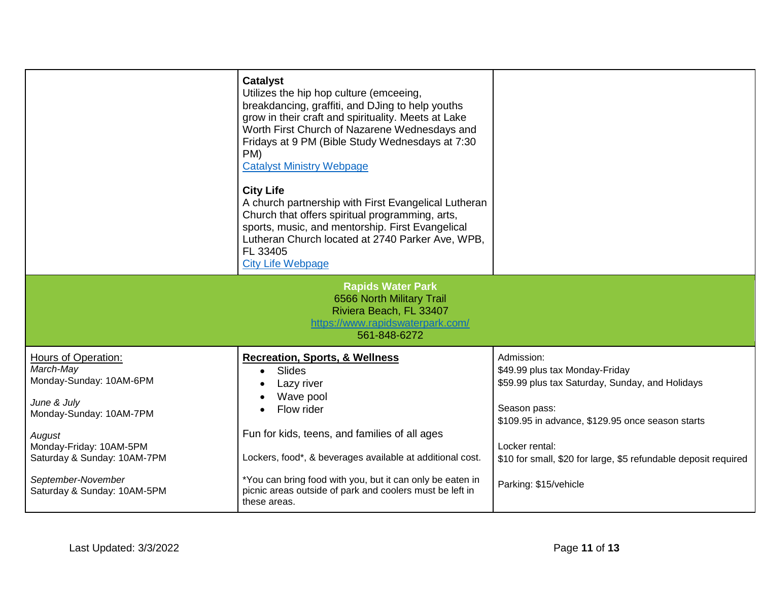| | | |
|---|---|---|
| | **Catalyst**<br>Utilizes the hip hop culture (emceeing, breakdancing, graffiti, and DJing to help youths grow in their craft and spirituality. Meets at Lake Worth First Church of Nazarene Wednesdays and Fridays at 9 PM (Bible Study Wednesdays at 7:30 PM)<br>[Catalyst Ministry Webpage]()<br><br>**City Life**<br>A church partnership with First Evangelical Lutheran Church that offers spiritual programming, arts, sports, music, and mentorship. First Evangelical Lutheran Church located at 2740 Parker Ave, WPB, FL 33405<br>[City Life Webpage]() | |

**Rapids Water Park**
6566 North Military Trail
Riviera Beach, FL 33407
https://www.rapidswaterpark.com/
561-848-6272

| | | |
|---|---|---|
| Hours of Operation:<br>*March-May*<br>Monday-Sunday: 10AM-6PM<br><br>*June & July*<br>Monday-Sunday: 10AM-7PM<br><br>*August*<br>Monday-Friday: 10AM-5PM<br>Saturday & Sunday: 10AM-7PM<br><br>*September-November*<br>Saturday & Sunday: 10AM-5PM | **Recreation, Sports, & Wellness**<br>• Slides<br>• Lazy river<br>• Wave pool<br>• Flow rider<br><br>Fun for kids, teens, and families of all ages<br><br>Lockers, food*, & beverages available at additional cost.<br><br>*You can bring food with you, but it can only be eaten in picnic areas outside of park and coolers must be left in these areas. | Admission:<br>$49.99 plus tax Monday-Friday<br>$59.99 plus tax Saturday, Sunday, and Holidays<br><br>Season pass:<br>$109.95 in advance, $129.95 once season starts<br><br>Locker rental:<br>$10 for small, $20 for large, $5 refundable deposit required<br><br>Parking: $15/vehicle |

Last Updated: 3/3/2022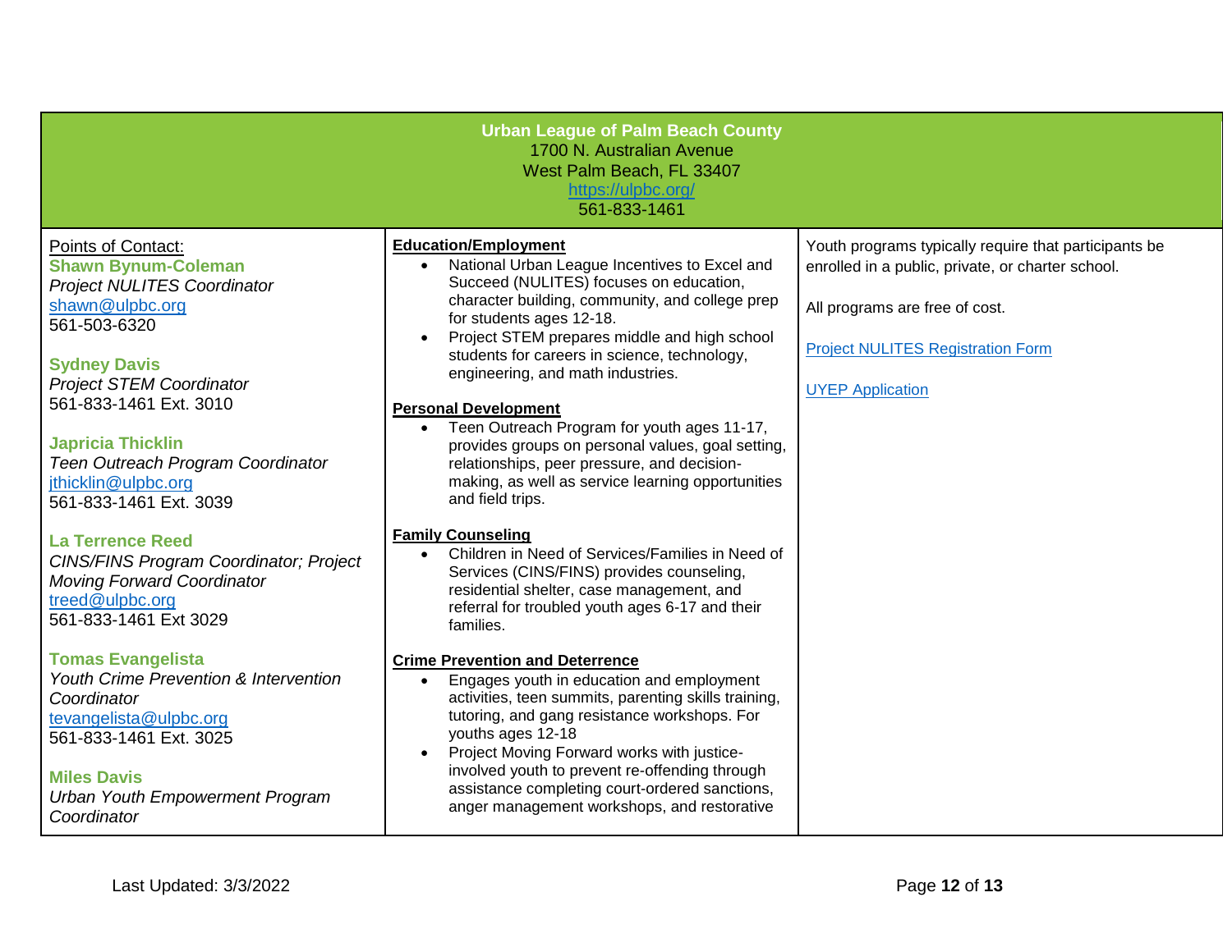| **Urban League of Palm Beach County**<br>1700 N. Australian Avenue<br>West Palm Beach, FL 33407<br>https://ulpbc.org/<br>561-833-1461 | | |
|---|---|---|
| Points of Contact:<br><br>**Shawn Bynum-Coleman**<br>*Project NULITES Coordinator*<br>shawn@ulpbc.org<br>561-503-6320<br><br>**Sydney Davis**<br>*Project STEM Coordinator*<br>561-833-1461 Ext. 3010<br><br>**Japricia Thicklin**<br>*Teen Outreach Program Coordinator*<br>jthicklin@ulpbc.org<br>561-833-1461 Ext. 3039<br><br>**La Terrence Reed**<br>*CINS/FINS Program Coordinator; Project Moving Forward Coordinator*<br>treed@ulpbc.org<br>561-833-1461 Ext 3029<br><br>**Tomas Evangelista**<br>*Youth Crime Prevention & Intervention Coordinator*<br>tevangelista@ulpbc.org<br>561-833-1461 Ext. 3025<br><br>**Miles Davis**<br>*Urban Youth Empowerment Program Coordinator* | **Education/Employment**<br>• National Urban League Incentives to Excel and Succeed (NULITES) focuses on education, character building, community, and college prep for students ages 12-18.<br>• Project STEM prepares middle and high school students for careers in science, technology, engineering, and math industries.<br><br>**Personal Development**<br>• Teen Outreach Program for youth ages 11-17, provides groups on personal values, goal setting, relationships, peer pressure, and decision-making, as well as service learning opportunities and field trips.<br><br>**Family Counseling**<br>• Children in Need of Services/Families in Need of Services (CINS/FINS) provides counseling, residential shelter, case management, and referral for troubled youth ages 6-17 and their families.<br><br>**Crime Prevention and Deterrence**<br>• Engages youth in education and employment activities, teen summits, parenting skills training, tutoring, and gang resistance workshops. For youths ages 12-18<br>• Project Moving Forward works with justice-involved youth to prevent re-offending through assistance completing court-ordered sanctions, anger management workshops, and restorative | Youth programs typically require that participants be enrolled in a public, private, or charter school.<br><br>All programs are free of cost.<br><br>Project NULITES Registration Form<br><br>UYEP Application |

Last Updated: 3/3/2022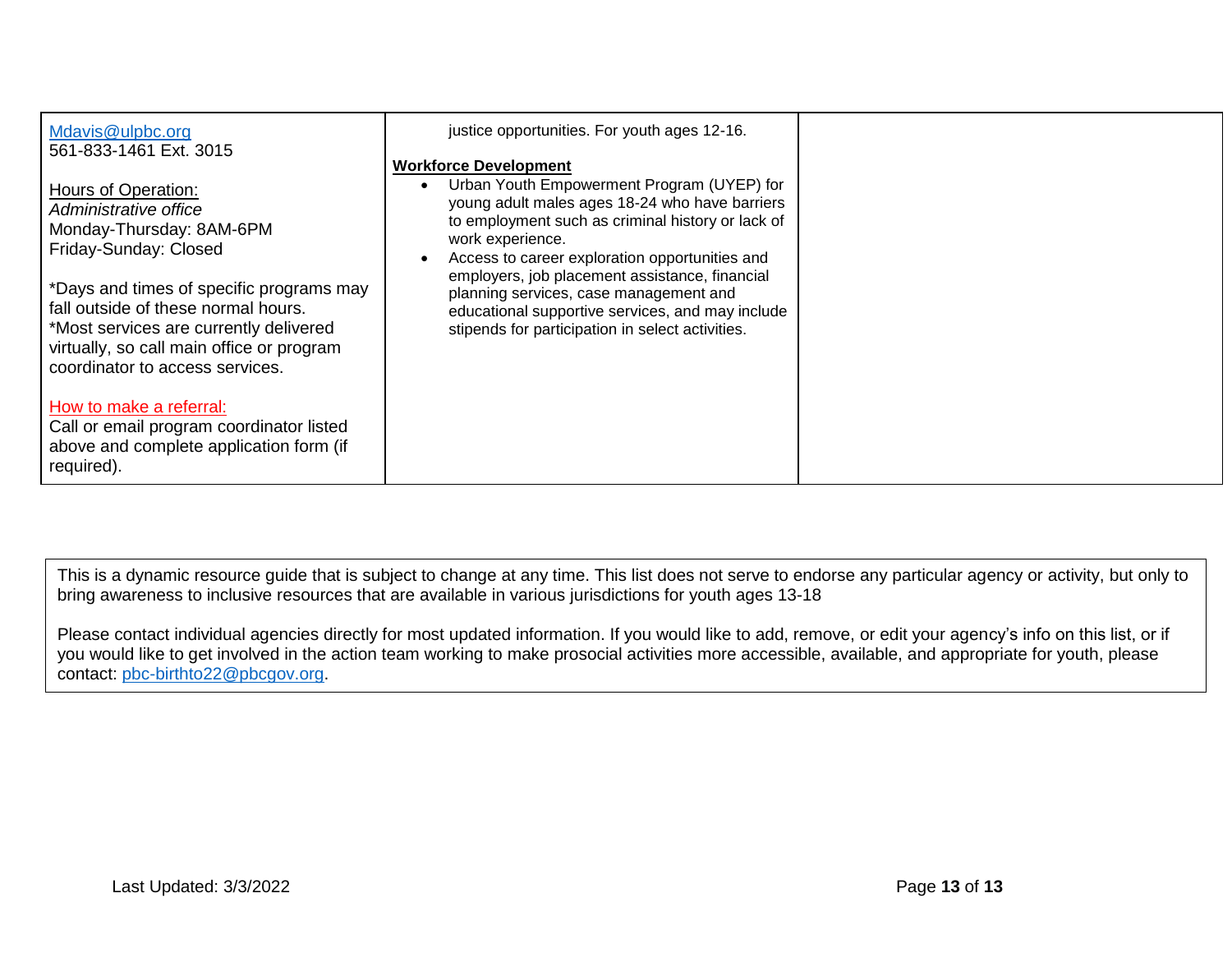| | | |
|---|---|---|
| Mdavis@ulpbc.org<br>561-833-1461 Ext. 3015<br><br>Hours of Operation:<br>*Administrative office*<br>Monday-Thursday: 8AM-6PM<br>Friday-Sunday: Closed<br><br>*Days and times of specific programs may fall outside of these normal hours.<br>*Most services are currently delivered virtually, so call main office or program coordinator to access services.<br><br>How to make a referral:<br>Call or email program coordinator listed above and complete application form (if required). | justice opportunities. For youth ages 12-16.<br><br>**Workforce Development**<br>• Urban Youth Empowerment Program (UYEP) for young adult males ages 18-24 who have barriers to employment such as criminal history or lack of work experience.<br>• Access to career exploration opportunities and employers, job placement assistance, financial planning services, case management and educational supportive services, and may include stipends for participation in select activities. | |

This is a dynamic resource guide that is subject to change at any time. This list does not serve to endorse any particular agency or activity, but only to bring awareness to inclusive resources that are available in various jurisdictions for youth ages 13-18

Please contact individual agencies directly for most updated information. If you would like to add, remove, or edit your agency's info on this list, or if you would like to get involved in the action team working to make prosocial activities more accessible, available, and appropriate for youth, please contact: pbc-birthto22@pbcgov.org.

Last Updated: 3/3/2022